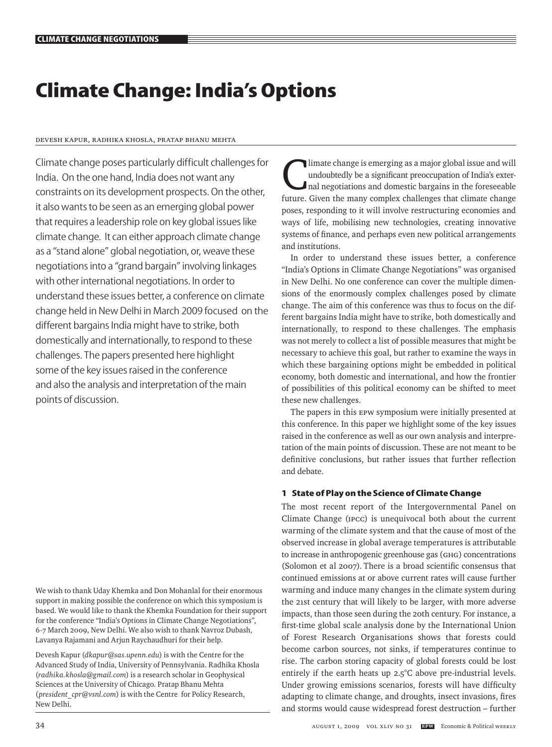# Climate Change: India's Options

DEVESH KAPUR, RADHIKA KHOSLA, PRATAP BHANU MEHTA

Climate change poses particularly difficult challenges for India. On the one hand, India does not want any constraints on its development prospects. On the other, it also wants to be seen as an emerging global power that requires a leadership role on key global issues like climate change. It can either approach climate change as a "stand alone" global negotiation, or, weave these negotiations into a "grand bargain" involving linkages with other international negotiations. In order to understand these issues better, a conference on climate change held in New Delhi in March 2009 focused on the different bargains India might have to strike, both domestically and internationally, to respond to these challenges. The papers presented here highlight some of the key issues raised in the conference and also the analysis and interpretation of the main points of discussion.

We wish to thank Uday Khemka and Don Mohanlal for their enormous support in making possible the conference on which this symposium is based. We would like to thank the Khemka Foundation for their support for the conference "India's Options in Climate Change Negotiations", 6-7 March 2009, New Delhi. We also wish to thank Navroz Dubash, Lavanya Rajamani and Arjun Raychaudhuri for their help.

Devesh Kapur (*dkapur@sas.upenn.edu*) is with the Centre for the Advanced Study of India, University of Pennsylvania. Radhika Khosla (*radhika.khosla@gmail.com*) is a research scholar in Geophysical Sciences at the University of Chicago. Pratap Bhanu Mehta (*president_cpr@vsnl.com*) is with the Centre for Policy Research, New Delhi.

Climate change is emerging as a major global issue and will undoubtedly be a significant preoccupation of India's external negotiations and domestic bargains in the foreseeable future. Given the many complex challenges that climate change poses, responding to it will involve restructuring economies and ways of life, mobilising new technologies, creating innovative systems of finance, and perhaps even new political arrangements and institutions.

In order to understand these issues better, a conference "India's Options in Climate Change Negotiations" was organised in New Delhi. No one conference can cover the multiple dimensions of the enormously complex challenges posed by climate change. The aim of this conference was thus to focus on the different bargains India might have to strike, both domestically and internationally, to respond to these challenges. The emphasis was not merely to collect a list of possible measures that might be necessary to achieve this goal, but rather to examine the ways in which these bargaining options might be embedded in political economy, both domestic and international, and how the frontier of possibilities of this political economy can be shifted to meet these new challenges.

The papers in this EPW symposium were initially presented at this conference. In this paper we highlight some of the key issues raised in the conference as well as our own analysis and interpretation of the main points of discussion. These are not meant to be definitive conclusions, but rather issues that further reflection and debate.

## 1 State of Play on the Science of Climate Change

The most recent report of the Intergovernmental Panel on Climate Change (IPCC) is unequivocal both about the current warming of the climate system and that the cause of most of the observed increase in global average temperatures is attributable to increase in anthropogenic greenhouse gas (GHG) concentrations (Solomon et al 2007). There is a broad scientific consensus that continued emissions at or above current rates will cause further warming and induce many changes in the climate system during the 21st century that will likely to be larger, with more adverse impacts, than those seen during the 20th century. For instance, a first-time global scale analysis done by the International Union of Forest Research Organisations shows that forests could become carbon sources, not sinks, if temperatures continue to rise. The carbon storing capacity of global forests could be lost entirely if the earth heats up 2.5°C above pre-industrial levels. Under growing emissions scenarios, forests will have difficulty adapting to climate change, and droughts, insect invasions, fires and storms would cause widespread forest destruction – further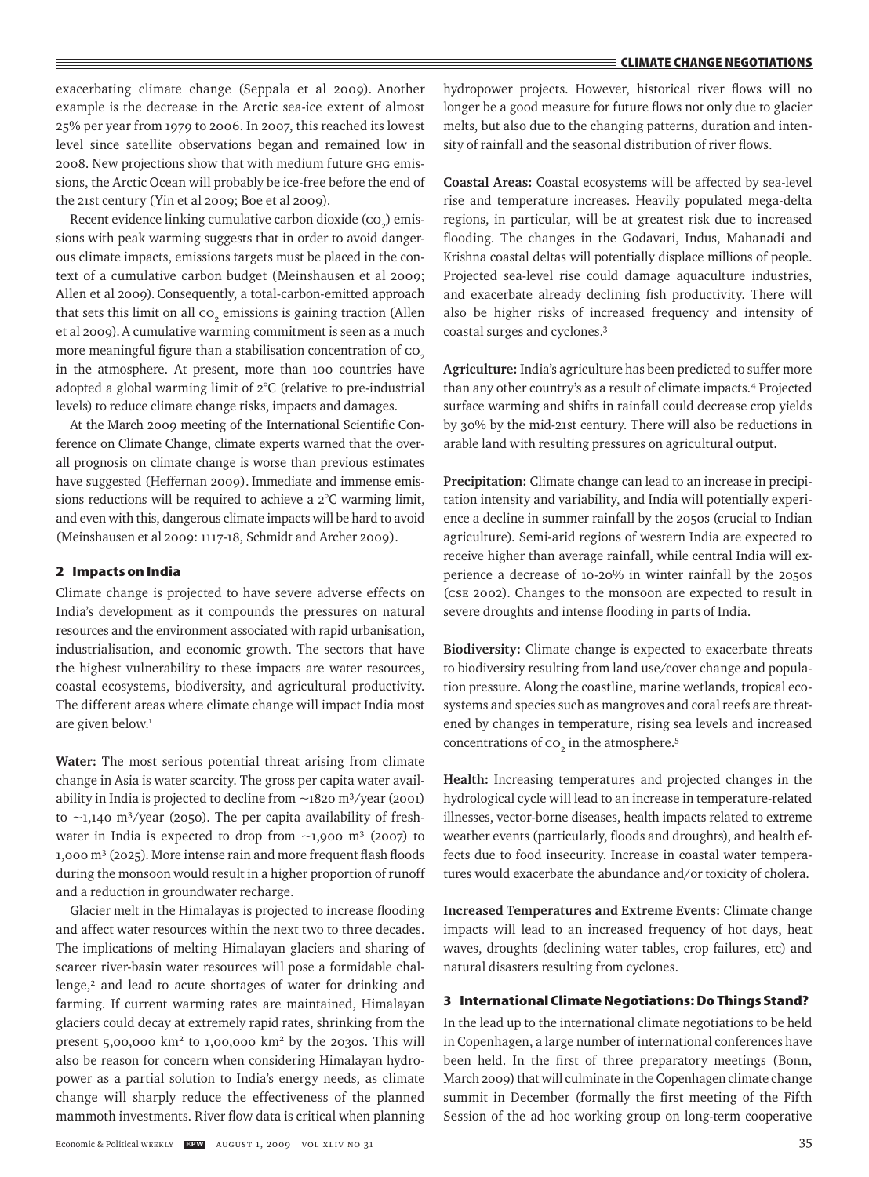exacerbating climate change (Seppala et al 2009). Another example is the decrease in the Arctic sea-ice extent of almost 25% per year from 1979 to 2006. In 2007, this reached its lowest level since satellite observations began and remained low in 2008. New projections show that with medium future GHG emissions, the Arctic Ocean will probably be ice-free before the end of the 21st century (Yin et al 2009; Boe et al 2009).

Recent evidence linking cumulative carbon dioxide ($CO_2$) emissions with peak warming suggests that in order to avoid dangerous climate impacts, emissions targets must be placed in the context of a cumulative carbon budget (Meinshausen et al 2009; Allen et al 2009). Consequently, a total-carbon-emitted approach that sets this limit on all $CO_2$ emissions is gaining traction (Allen et al 2009). A cumulative warming commitment is seen as a much more meaningful figure than a stabilisation concentration of $CO_2$ in the atmosphere. At present, more than 100 countries have adopted a global warming limit of 2°C (relative to pre-industrial levels) to reduce climate change risks, impacts and damages.

At the March 2009 meeting of the International Scientific Conference on Climate Change, climate experts warned that the overall prognosis on climate change is worse than previous estimates have suggested (Heffernan 2009). Immediate and immense emissions reductions will be required to achieve a 2°C warming limit, and even with this, dangerous climate impacts will be hard to avoid (Meinshausen et al 2009: 1117-18, Schmidt and Archer 2009).

## 2 Impacts on India

Climate change is projected to have severe adverse effects on India's development as it compounds the pressures on natural resources and the environment associated with rapid urbanisation, industrialisation, and economic growth. The sectors that have the highest vulnerability to these impacts are water resources, coastal ecosystems, biodiversity, and agricultural productivity. The different areas where climate change will impact India most are given below.[1]

**Water:** The most serious potential threat arising from climate change in Asia is water scarcity. The gross per capita water availability in India is projected to decline from ~1820 m$^3$/year (2001) to ~1,140 m$^3$/year (2050). The per capita availability of freshwater in India is expected to drop from ~1,900 m$^3$ (2007) to 1,000 m$^3$ (2025). More intense rain and more frequent flash floods during the monsoon would result in a higher proportion of runoff and a reduction in groundwater recharge.

Glacier melt in the Himalayas is projected to increase flooding and affect water resources within the next two to three decades. The implications of melting Himalayan glaciers and sharing of scarcer river-basin water resources will pose a formidable challenge,[2] and lead to acute shortages of water for drinking and farming. If current warming rates are maintained, Himalayan glaciers could decay at extremely rapid rates, shrinking from the present 5,00,000 km$^2$ to 1,00,000 km$^2$ by the 2030s. This will also be reason for concern when considering Himalayan hydropower as a partial solution to India's energy needs, as climate change will sharply reduce the effectiveness of the planned mammoth investments. River flow data is critical when planning hydropower projects. However, historical river flows will no longer be a good measure for future flows not only due to glacier melts, but also due to the changing patterns, duration and intensity of rainfall and the seasonal distribution of river flows.

**Coastal Areas:** Coastal ecosystems will be affected by sea-level rise and temperature increases. Heavily populated mega-delta regions, in particular, will be at greatest risk due to increased flooding. The changes in the Godavari, Indus, Mahanadi and Krishna coastal deltas will potentially displace millions of people. Projected sea-level rise could damage aquaculture industries, and exacerbate already declining fish productivity. There will also be higher risks of increased frequency and intensity of coastal surges and cyclones.[3]

**Agriculture:** India's agriculture has been predicted to suffer more than any other country's as a result of climate impacts.[4] Projected surface warming and shifts in rainfall could decrease crop yields by 30% by the mid-21st century. There will also be reductions in arable land with resulting pressures on agricultural output.

**Precipitation:** Climate change can lead to an increase in precipitation intensity and variability, and India will potentially experience a decline in summer rainfall by the 2050s (crucial to Indian agriculture). Semi-arid regions of western India are expected to receive higher than average rainfall, while central India will experience a decrease of 10-20% in winter rainfall by the 2050s (CSE 2002). Changes to the monsoon are expected to result in severe droughts and intense flooding in parts of India.

**Biodiversity:** Climate change is expected to exacerbate threats to biodiversity resulting from land use/cover change and population pressure. Along the coastline, marine wetlands, tropical ecosystems and species such as mangroves and coral reefs are threatened by changes in temperature, rising sea levels and increased concentrations of $CO_2$ in the atmosphere.[5]

**Health:** Increasing temperatures and projected changes in the hydrological cycle will lead to an increase in temperature-related illnesses, vector-borne diseases, health impacts related to extreme weather events (particularly, floods and droughts), and health effects due to food insecurity. Increase in coastal water temperatures would exacerbate the abundance and/or toxicity of cholera.

**Increased Temperatures and Extreme Events:** Climate change impacts will lead to an increased frequency of hot days, heat waves, droughts (declining water tables, crop failures, etc) and natural disasters resulting from cyclones.

## 3 International Climate Negotiations: Do Things Stand?

In the lead up to the international climate negotiations to be held in Copenhagen, a large number of international conferences have been held. In the first of three preparatory meetings (Bonn, March 2009) that will culminate in the Copenhagen climate change summit in December (formally the first meeting of the Fifth Session of the ad hoc working group on long-term cooperative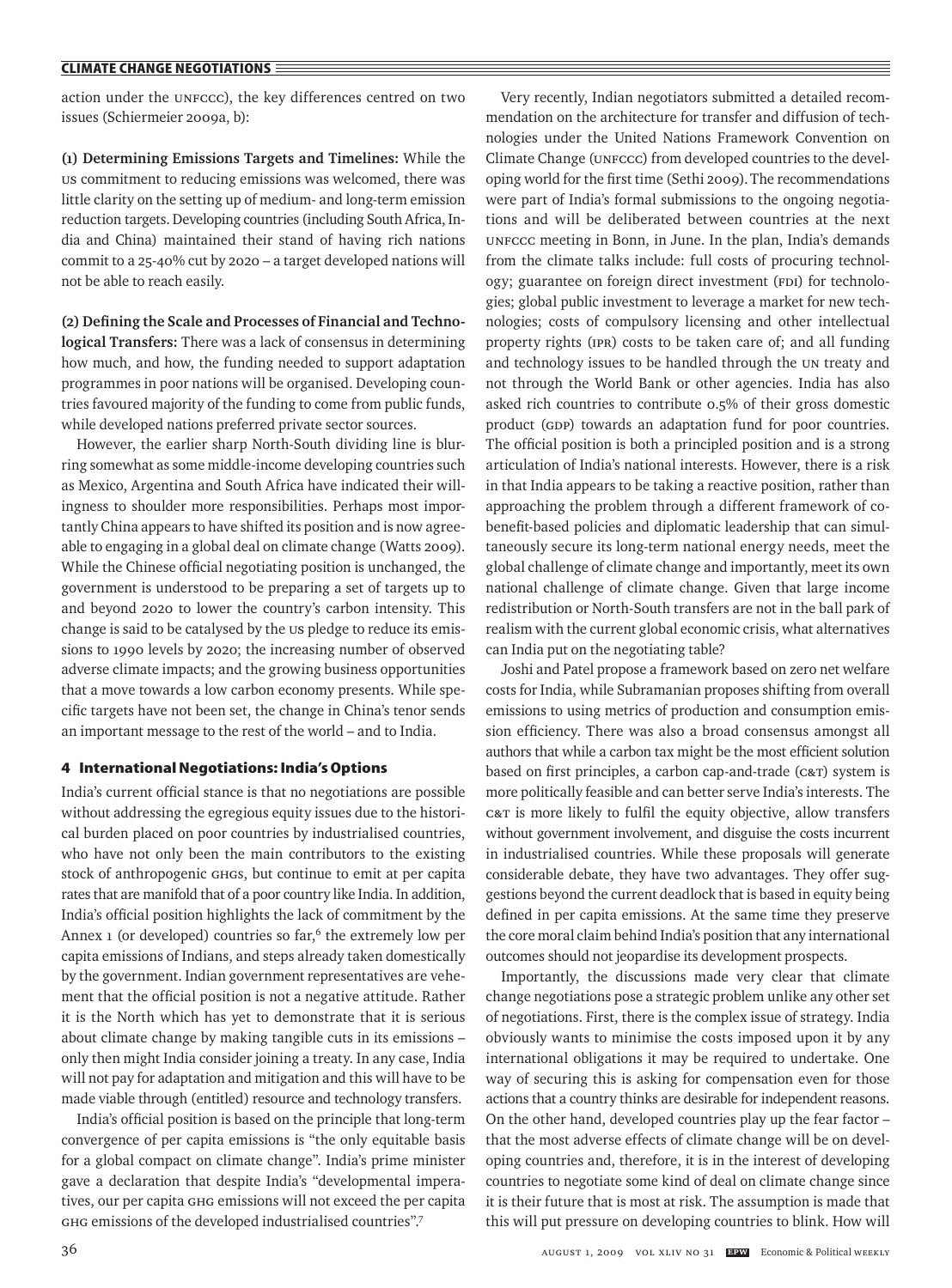action under the UNFCCC), the key differences centred on two issues (Schiermeier 2009a, b):

**(1) Determining Emissions Targets and Timelines:** While the US commitment to reducing emissions was welcomed, there was little clarity on the setting up of medium- and long-term emission reduction targets. Developing countries (including South Africa, India and China) maintained their stand of having rich nations commit to a 25-40% cut by 2020 – a target developed nations will not be able to reach easily.

**(2) Defining the Scale and Processes of Financial and Technological Transfers:** There was a lack of consensus in determining how much, and how, the funding needed to support adaptation programmes in poor nations will be organised. Developing countries favoured majority of the funding to come from public funds, while developed nations preferred private sector sources.

However, the earlier sharp North-South dividing line is blurring somewhat as some middle-income developing countries such as Mexico, Argentina and South Africa have indicated their willingness to shoulder more responsibilities. Perhaps most importantly China appears to have shifted its position and is now agreeable to engaging in a global deal on climate change (Watts 2009). While the Chinese official negotiating position is unchanged, the government is understood to be preparing a set of targets up to and beyond 2020 to lower the country's carbon intensity. This change is said to be catalysed by the US pledge to reduce its emissions to 1990 levels by 2020; the increasing number of observed adverse climate impacts; and the growing business opportunities that a move towards a low carbon economy presents. While specific targets have not been set, the change in China's tenor sends an important message to the rest of the world – and to India.

## 4 International Negotiations: India's Options

India's current official stance is that no negotiations are possible without addressing the egregious equity issues due to the historical burden placed on poor countries by industrialised countries, who have not only been the main contributors to the existing stock of anthropogenic GHGs, but continue to emit at per capita rates that are manifold that of a poor country like India. In addition, India's official position highlights the lack of commitment by the Annex 1 (or developed) countries so far,[6] the extremely low per capita emissions of Indians, and steps already taken domestically by the government. Indian government representatives are vehement that the official position is not a negative attitude. Rather it is the North which has yet to demonstrate that it is serious about climate change by making tangible cuts in its emissions – only then might India consider joining a treaty. In any case, India will not pay for adaptation and mitigation and this will have to be made viable through (entitled) resource and technology transfers.

India's official position is based on the principle that long-term convergence of per capita emissions is "the only equitable basis for a global compact on climate change". India's prime minister gave a declaration that despite India's "developmental imperatives, our per capita GHG emissions will not exceed the per capita GHG emissions of the developed industrialised countries".[7]

Very recently, Indian negotiators submitted a detailed recommendation on the architecture for transfer and diffusion of technologies under the United Nations Framework Convention on Climate Change (UNFCCC) from developed countries to the developing world for the first time (Sethi 2009). The recommendations were part of India's formal submissions to the ongoing negotiations and will be deliberated between countries at the next UNFCCC meeting in Bonn, in June. In the plan, India's demands from the climate talks include: full costs of procuring technology; guarantee on foreign direct investment (FDI) for technologies; global public investment to leverage a market for new technologies; costs of compulsory licensing and other intellectual property rights (IPR) costs to be taken care of; and all funding and technology issues to be handled through the UN treaty and not through the World Bank or other agencies. India has also asked rich countries to contribute 0.5% of their gross domestic product (GDP) towards an adaptation fund for poor countries. The official position is both a principled position and is a strong articulation of India's national interests. However, there is a risk in that India appears to be taking a reactive position, rather than approaching the problem through a different framework of co-benefit-based policies and diplomatic leadership that can simultaneously secure its long-term national energy needs, meet the global challenge of climate change and importantly, meet its own national challenge of climate change. Given that large income redistribution or North-South transfers are not in the ball park of realism with the current global economic crisis, what alternatives can India put on the negotiating table?

Joshi and Patel propose a framework based on zero net welfare costs for India, while Subramanian proposes shifting from overall emissions to using metrics of production and consumption emission efficiency. There was also a broad consensus amongst all authors that while a carbon tax might be the most efficient solution based on first principles, a carbon cap-and-trade (C&T) system is more politically feasible and can better serve India's interests. The C&T is more likely to fulfil the equity objective, allow transfers without government involvement, and disguise the costs incurrent in industrialised countries. While these proposals will generate considerable debate, they have two advantages. They offer suggestions beyond the current deadlock that is based in equity being defined in per capita emissions. At the same time they preserve the core moral claim behind India's position that any international outcomes should not jeopardise its development prospects.

Importantly, the discussions made very clear that climate change negotiations pose a strategic problem unlike any other set of negotiations. First, there is the complex issue of strategy. India obviously wants to minimise the costs imposed upon it by any international obligations it may be required to undertake. One way of securing this is asking for compensation even for those actions that a country thinks are desirable for independent reasons. On the other hand, developed countries play up the fear factor – that the most adverse effects of climate change will be on developing countries and, therefore, it is in the interest of developing countries to negotiate some kind of deal on climate change since it is their future that is most at risk. The assumption is made that this will put pressure on developing countries to blink. How will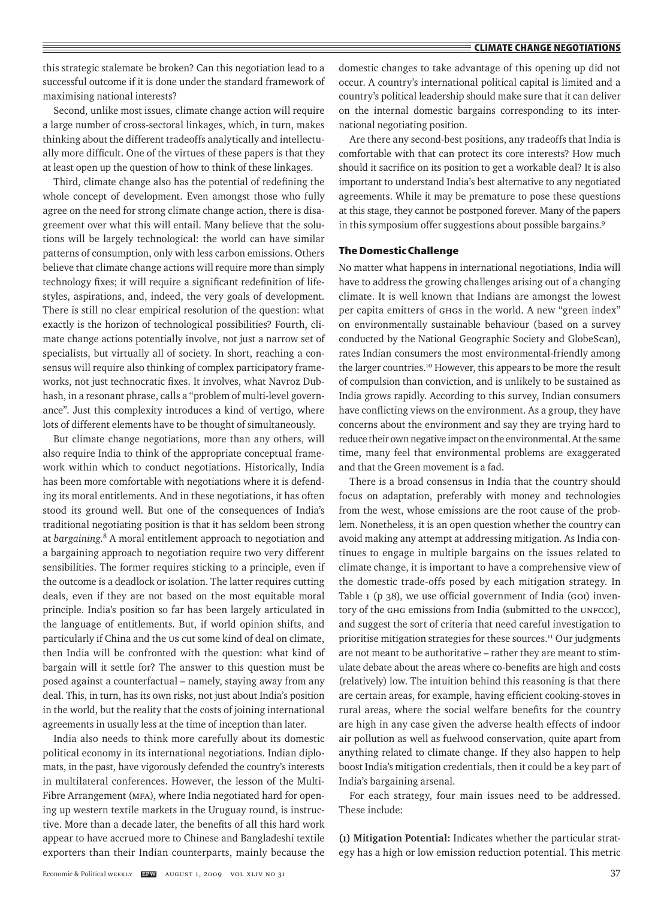this strategic stalemate be broken? Can this negotiation lead to a successful outcome if it is done under the standard framework of maximising national interests?

Second, unlike most issues, climate change action will require a large number of cross-sectoral linkages, which, in turn, makes thinking about the different tradeoffs analytically and intellectually more difficult. One of the virtues of these papers is that they at least open up the question of how to think of these linkages.

Third, climate change also has the potential of redefining the whole concept of development. Even amongst those who fully agree on the need for strong climate change action, there is disagreement over what this will entail. Many believe that the solutions will be largely technological: the world can have similar patterns of consumption, only with less carbon emissions. Others believe that climate change actions will require more than simply technology fixes; it will require a significant redefinition of lifestyles, aspirations, and, indeed, the very goals of development. There is still no clear empirical resolution of the question: what exactly is the horizon of technological possibilities? Fourth, climate change actions potentially involve, not just a narrow set of specialists, but virtually all of society. In short, reaching a consensus will require also thinking of complex participatory frameworks, not just technocratic fixes. It involves, what Navroz Dubhash, in a resonant phrase, calls a "problem of multi-level governance". Just this complexity introduces a kind of vertigo, where lots of different elements have to be thought of simultaneously.

But climate change negotiations, more than any others, will also require India to think of the appropriate conceptual framework within which to conduct negotiations. Historically, India has been more comfortable with negotiations where it is defending its moral entitlements. And in these negotiations, it has often stood its ground well. But one of the consequences of India's traditional negotiating position is that it has seldom been strong at *bargaining*.[8] A moral entitlement approach to negotiation and a bargaining approach to negotiation require two very different sensibilities. The former requires sticking to a principle, even if the outcome is a deadlock or isolation. The latter requires cutting deals, even if they are not based on the most equitable moral principle. India's position so far has been largely articulated in the language of entitlements. But, if world opinion shifts, and particularly if China and the US cut some kind of deal on climate, then India will be confronted with the question: what kind of bargain will it settle for? The answer to this question must be posed against a counterfactual – namely, staying away from any deal. This, in turn, has its own risks, not just about India's position in the world, but the reality that the costs of joining international agreements in usually less at the time of inception than later.

India also needs to think more carefully about its domestic political economy in its international negotiations. Indian diplomats, in the past, have vigorously defended the country's interests in multilateral conferences. However, the lesson of the Multi-Fibre Arrangement (MFA), where India negotiated hard for opening up western textile markets in the Uruguay round, is instructive. More than a decade later, the benefits of all this hard work appear to have accrued more to Chinese and Bangladeshi textile exporters than their Indian counterparts, mainly because the domestic changes to take advantage of this opening up did not occur. A country's international political capital is limited and a country's political leadership should make sure that it can deliver on the internal domestic bargains corresponding to its international negotiating position.

Are there any second-best positions, any tradeoffs that India is comfortable with that can protect its core interests? How much should it sacrifice on its position to get a workable deal? It is also important to understand India's best alternative to any negotiated agreements. While it may be premature to pose these questions at this stage, they cannot be postponed forever. Many of the papers in this symposium offer suggestions about possible bargains.[9]

## The Domestic Challenge

No matter what happens in international negotiations, India will have to address the growing challenges arising out of a changing climate. It is well known that Indians are amongst the lowest per capita emitters of GHGs in the world. A new "green index" on environmentally sustainable behaviour (based on a survey conducted by the National Geographic Society and GlobeScan), rates Indian consumers the most environmental-friendly among the larger countries.[10] However, this appears to be more the result of compulsion than conviction, and is unlikely to be sustained as India grows rapidly. According to this survey, Indian consumers have conflicting views on the environment. As a group, they have concerns about the environment and say they are trying hard to reduce their own negative impact on the environmental. At the same time, many feel that environmental problems are exaggerated and that the Green movement is a fad.

There is a broad consensus in India that the country should focus on adaptation, preferably with money and technologies from the west, whose emissions are the root cause of the problem. Nonetheless, it is an open question whether the country can avoid making any attempt at addressing mitigation. As India continues to engage in multiple bargains on the issues related to climate change, it is important to have a comprehensive view of the domestic trade-offs posed by each mitigation strategy. In Table 1 (p 38), we use official government of India (GOI) inventory of the GHG emissions from India (submitted to the UNFCCC), and suggest the sort of criteria that need careful investigation to prioritise mitigation strategies for these sources.[11] Our judgments are not meant to be authoritative – rather they are meant to stimulate debate about the areas where co-benefits are high and costs (relatively) low. The intuition behind this reasoning is that there are certain areas, for example, having efficient cooking-stoves in rural areas, where the social welfare benefits for the country are high in any case given the adverse health effects of indoor air pollution as well as fuelwood conservation, quite apart from anything related to climate change. If they also happen to help boost India's mitigation credentials, then it could be a key part of India's bargaining arsenal.

For each strategy, four main issues need to be addressed. These include:

**(1) Mitigation Potential:** Indicates whether the particular strategy has a high or low emission reduction potential. This metric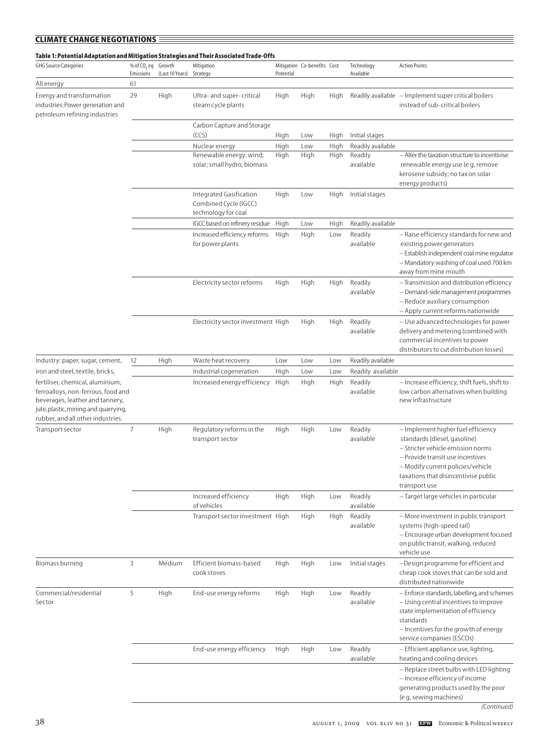**Table 1: Potential Adaptation and Mitigation Strategies and Their Associated Trade-Offs**

| GHG Source Categories | % of $CO_2$ eq Emissions | Growth (Last 10 Years) | Mitigation Strategy | Mitigation Potential | Co-benefits | Cost | Technology Available | Action Points |
|---|---|---|---|---|---|---|---|---|
| All energy | 61 | | | | | | | |
| Energy and transformation industries: Power generation and petroleum refining industries | 29 | High | Ultra- and super- critical steam cycle plants | High | High | High | Readily available | – Implement super critical boilers instead of sub-critical boilers |
| | | | Carbon Capture and Storage (CCS) | High | Low | High | Initial stages | |
| | | | Nuclear energy | High | Low | High | Readily available | |
| | | | Renewable energy: wind; solar; small hydro; biomass | High | High | High | Readily available | – Alter the taxation structure to incentivise renewable energy use (e g, remove kerosene subsidy; no tax on solar energy products) |
| | | | Integrated Gasification Combined Cycle (IGCC) technology for coal | High | Low | High | Initial stages | |
| | | | IGCC based on refinery residue | High | Low | High | Readily available | |
| | | | Increased efficiency reforms for power plants | High | High | Low | Readily available | – Raise efficiency standards for new and existing power generators<br>– Establish independent coal mine regulator<br>– Mandatory washing of coal used 700 km away from mine mouth |
| | | | Electricity sector reforms | High | High | High | Readily available | – Transmission and distribution efficiency<br>– Demand-side management programmes<br>– Reduce auxiliary consumption<br>– Apply current reforms nationwide |
| | | | Electricity sector investment | High | High | High | Readily available | – Use advanced technologies for power delivery and metering (combined with commercial incentives to power distributors to cut distribution losses) |
| Industry: paper, sugar, cement, iron and steel, textile, bricks, fertiliser, chemical, aluminium, ferroalloys, non-ferrous, food and beverages, leather and tannery, jute, plastic, mining and quarrying, rubber, and all other industries. | 12 | High | Waste heat recovery | Low | Low | Low | Readily available | |
| | | | Industrial cogeneration | High | Low | Low | Readily available | |
| | | | Increased energy efficiency | High | High | High | Readily available | – Increase efficiency, shift fuels, shift to low carbon alternatives when building new infrastructure |
| Transport sector | 7 | High | Regulatory reforms in the transport sector | High | High | Low | Readily available | – Implement higher fuel efficiency standards (diesel, gasoline)<br>– Stricter vehicle emission norms<br>– Provide transit use incentives<br>– Modify current policies/vehicle taxations that disincentivise public transport use |
| | | | Increased efficiency of vehicles | High | High | Low | Readily available | – Target large vehicles in particular |
| | | | Transport sector investment | High | High | High | Readily available | – More investment in public transport systems (high-speed rail)<br>– Encourage urban development focused on public transit, walking, reduced vehicle use |
| Biomass burning | 3 | Medium | Efficient biomass-based cook stoves | High | High | Low | Initial stages | –Design programme for efficient and cheap cook stoves that can be sold and distributed nationwide |
| Commercial/residential Sector | 5 | High | End-use energy reforms | High | High | Low | Readily available | – Enforce standards, labelling, and schemes<br>– Using central incentives to improve state implementation of efficiency standards<br>– Incentives for the growth of energy service companies (ESCOs) |
| | | | End-use energy efficiency | High | High | Low | Readily available | – Efficient appliance use, lighting, heating and cooling devices |
| | | | | | | | | – Replace street bulbs with LED lighting<br>– Increase efficiency of income generating products used by the poor (e g, sewing machines) |

*(Continued)*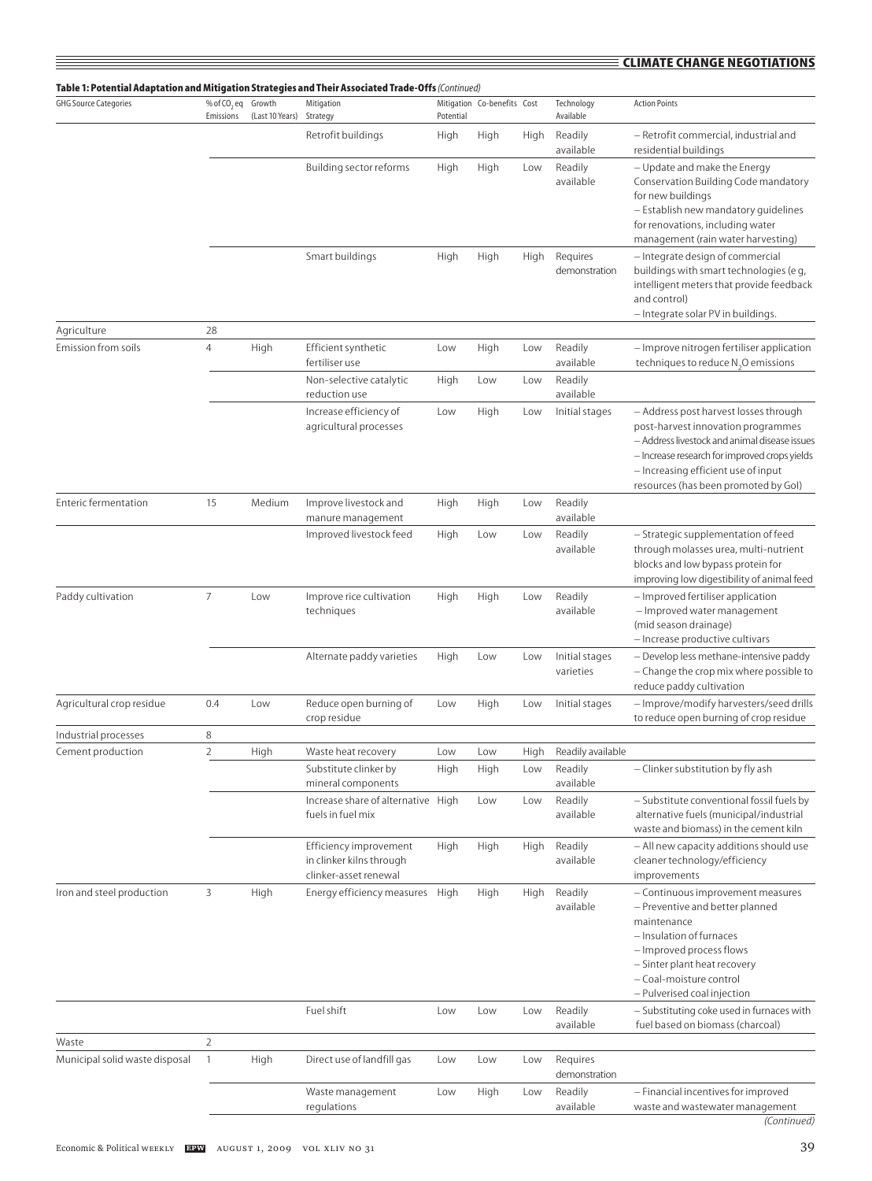**Table 1: Potential Adaptation and Mitigation Strategies and Their Associated Trade-Offs** *(Continued)*

| GHG Source Categories | % of $CO_2$ eq Emissions | Growth (Last 10 Years) | Mitigation Strategy | Mitigation Potential | Co-benefits | Cost | Technology Available | Action Points |
|---|---|---|---|---|---|---|---|---|
| | | | Retrofit buildings | High | High | High | Readily available | – Retrofit commercial, industrial and residential buildings |
| | | | Building sector reforms | High | High | Low | Readily available | – Update and make the Energy Conservation Building Code mandatory for new buildings – Establish new mandatory guidelines for renovations, including water management (rain water harvesting) |
| | | | Smart buildings | High | High | High | Requires demonstration | – Integrate design of commercial buildings with smart technologies (e g, intelligent meters that provide feedback and control) – Integrate solar PV in buildings. |
| Agriculture | 28 | | | | | | | |
| Emission from soils | 4 | High | Efficient synthetic fertiliser use | Low | High | Low | Readily available | – Improve nitrogen fertiliser application techniques to reduce $N_2O$ emissions |
| | | | Non-selective catalytic reduction use | High | Low | Low | Readily available | |
| | | | Increase efficiency of agricultural processes | Low | High | Low | Initial stages | – Address post harvest losses through post-harvest innovation programmes – Address livestock and animal disease issues – Increase research for improved crops yields – Increasing efficient use of input resources (has been promoted by GoI) |
| Enteric fermentation | 15 | Medium | Improve livestock and manure management | High | High | Low | Readily available | |
| | | | Improved livestock feed | High | Low | Low | Readily available | – Strategic supplementation of feed through molasses urea, multi-nutrient blocks and low bypass protein for improving low digestibility of animal feed |
| Paddy cultivation | 7 | Low | Improve rice cultivation techniques | High | High | Low | Readily available | – Improved fertiliser application – Improved water management (mid season drainage) – Increase productive cultivars |
| | | | Alternate paddy varieties | High | Low | Low | Initial stages varieties | – Develop less methane-intensive paddy – Change the crop mix where possible to reduce paddy cultivation |
| Agricultural crop residue | 0.4 | Low | Reduce open burning of crop residue | Low | High | Low | Initial stages | – Improve/modify harvesters/seed drills to reduce open burning of crop residue |
| Industrial processes | 8 | | | | | | | |
| Cement production | 2 | High | Waste heat recovery | Low | Low | High | Readily available | |
| | | | Substitute clinker by mineral components | High | High | Low | Readily available | – Clinker substitution by fly ash |
| | | | Increase share of alternative fuels in fuel mix | High | Low | Low | Readily available | – Substitute conventional fossil fuels by alternative fuels (municipal/industrial waste and biomass) in the cement kiln |
| | | | Efficiency improvement in clinker kilns through clinker-asset renewal | High | High | High | Readily available | – All new capacity additions should use cleaner technology/efficiency improvements |
| Iron and steel production | 3 | High | Energy efficiency measures | High | High | High | Readily available | – Continuous improvement measures – Preventive and better planned maintenance – Insulation of furnaces – Improved process flows – Sinter plant heat recovery – Coal-moisture control – Pulverised coal injection |
| | | | Fuel shift | Low | Low | Low | Readily available | – Substituting coke used in furnaces with fuel based on biomass (charcoal) |
| Waste | 2 | | | | | | | |
| Municipal solid waste disposal | 1 | High | Direct use of landfill gas | Low | Low | Low | Requires demonstration | |
| | | | Waste management regulations | Low | High | Low | Readily available | – Financial incentives for improved waste and wastewater management |

*(Continued)*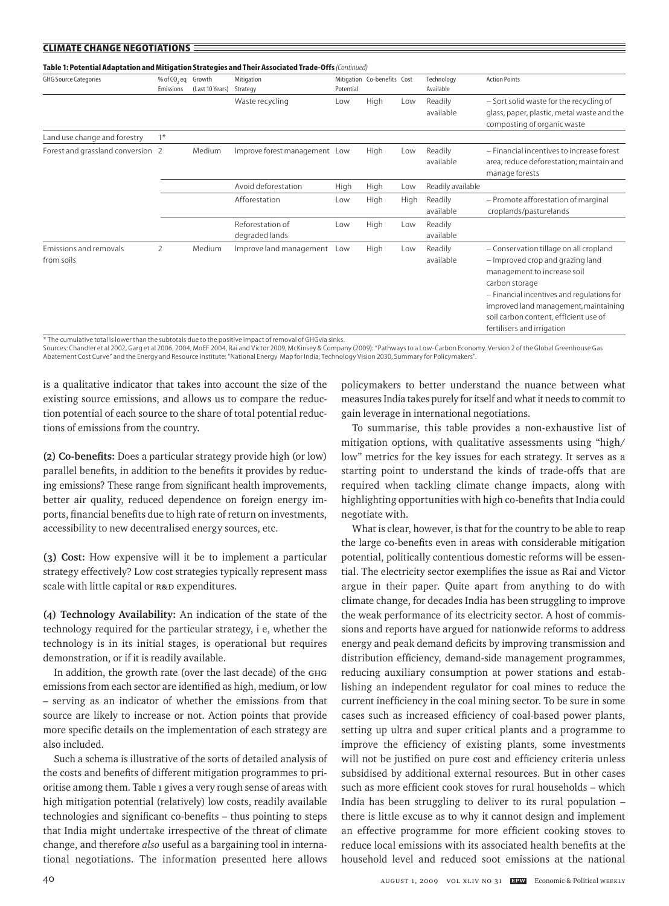**Table 1: Potential Adaptation and Mitigation Strategies and Their Associated Trade-Offs** *(Continued)*

| GHG Source Categories | % of $CO_2$ eq Emissions | Growth (Last 10 Years) | Mitigation Strategy | Mitigation Potential | Co-benefits | Cost | Technology Available | Action Points |
|---|---|---|---|---|---|---|---|---|
| | | | Waste recycling | Low | High | Low | Readily available | – Sort solid waste for the recycling of glass, paper, plastic, metal waste and the composting of organic waste |
| Land use change and forestry | 1* | | | | | | | |
| Forest and grassland conversion | 2 | Medium | Improve forest management | Low | High | Low | Readily available | – Financial incentives to increase forest area; reduce deforestation; maintain and manage forests |
| | | | Avoid deforestation | High | High | Low | Readily available | |
| | | | Afforestation | Low | High | High | Readily available | – Promote afforestation of marginal croplands/pasturelands |
| | | | Reforestation of degraded lands | Low | High | Low | Readily available | |
| Emissions and removals from soils | 2 | Medium | Improve land management | Low | High | Low | Readily available | – Conservation tillage on all cropland – Improved crop and grazing land management to increase soil carbon storage – Financial incentives and regulations for improved land management, maintaining soil carbon content, efficient use of fertilisers and irrigation |

\* The cumulative total is lower than the subtotals due to the positive impact of removal of GHGvia sinks.

Sources: Chandler et al 2002, Garg et al 2006, 2004, MoEF 2004, Rai and Victor 2009, McKinsey & Company (2009): "Pathways to a Low-Carbon Economy. Version 2 of the Global Greenhouse Gas Abatement Cost Curve" and the Energy and Resource Institute: "National Energy Map for India; Technology Vision 2030, Summary for Policymakers".

is a qualitative indicator that takes into account the size of the existing source emissions, and allows us to compare the reduction potential of each source to the share of total potential reductions of emissions from the country.

**(2) Co-benefits:** Does a particular strategy provide high (or low) parallel benefits, in addition to the benefits it provides by reducing emissions? These range from significant health improvements, better air quality, reduced dependence on foreign energy imports, financial benefits due to high rate of return on investments, accessibility to new decentralised energy sources, etc.

**(3) Cost:** How expensive will it be to implement a particular strategy effectively? Low cost strategies typically represent mass scale with little capital or R&D expenditures.

**(4) Technology Availability:** An indication of the state of the technology required for the particular strategy, i e, whether the technology is in its initial stages, is operational but requires demonstration, or if it is readily available.

In addition, the growth rate (over the last decade) of the GHG emissions from each sector are identified as high, medium, or low – serving as an indicator of whether the emissions from that source are likely to increase or not. Action points that provide more specific details on the implementation of each strategy are also included.

Such a schema is illustrative of the sorts of detailed analysis of the costs and benefits of different mitigation programmes to prioritise among them. Table 1 gives a very rough sense of areas with high mitigation potential (relatively) low costs, readily available technologies and significant co-benefits – thus pointing to steps that India might undertake irrespective of the threat of climate change, and therefore *also* useful as a bargaining tool in international negotiations. The information presented here allows policymakers to better understand the nuance between what measures India takes purely for itself and what it needs to commit to gain leverage in international negotiations.

To summarise, this table provides a non-exhaustive list of mitigation options, with qualitative assessments using "high/low" metrics for the key issues for each strategy. It serves as a starting point to understand the kinds of trade-offs that are required when tackling climate change impacts, along with highlighting opportunities with high co-benefits that India could negotiate with.

What is clear, however, is that for the country to be able to reap the large co-benefits even in areas with considerable mitigation potential, politically contentious domestic reforms will be essential. The electricity sector exemplifies the issue as Rai and Victor argue in their paper. Quite apart from anything to do with climate change, for decades India has been struggling to improve the weak performance of its electricity sector. A host of commissions and reports have argued for nationwide reforms to address energy and peak demand deficits by improving transmission and distribution efficiency, demand-side management programmes, reducing auxiliary consumption at power stations and establishing an independent regulator for coal mines to reduce the current inefficiency in the coal mining sector. To be sure in some cases such as increased efficiency of coal-based power plants, setting up ultra and super critical plants and a programme to improve the efficiency of existing plants, some investments will not be justified on pure cost and efficiency criteria unless subsidised by additional external resources. But in other cases such as more efficient cook stoves for rural households – which India has been struggling to deliver to its rural population – there is little excuse as to why it cannot design and implement an effective programme for more efficient cooking stoves to reduce local emissions with its associated health benefits at the household level and reduced soot emissions at the national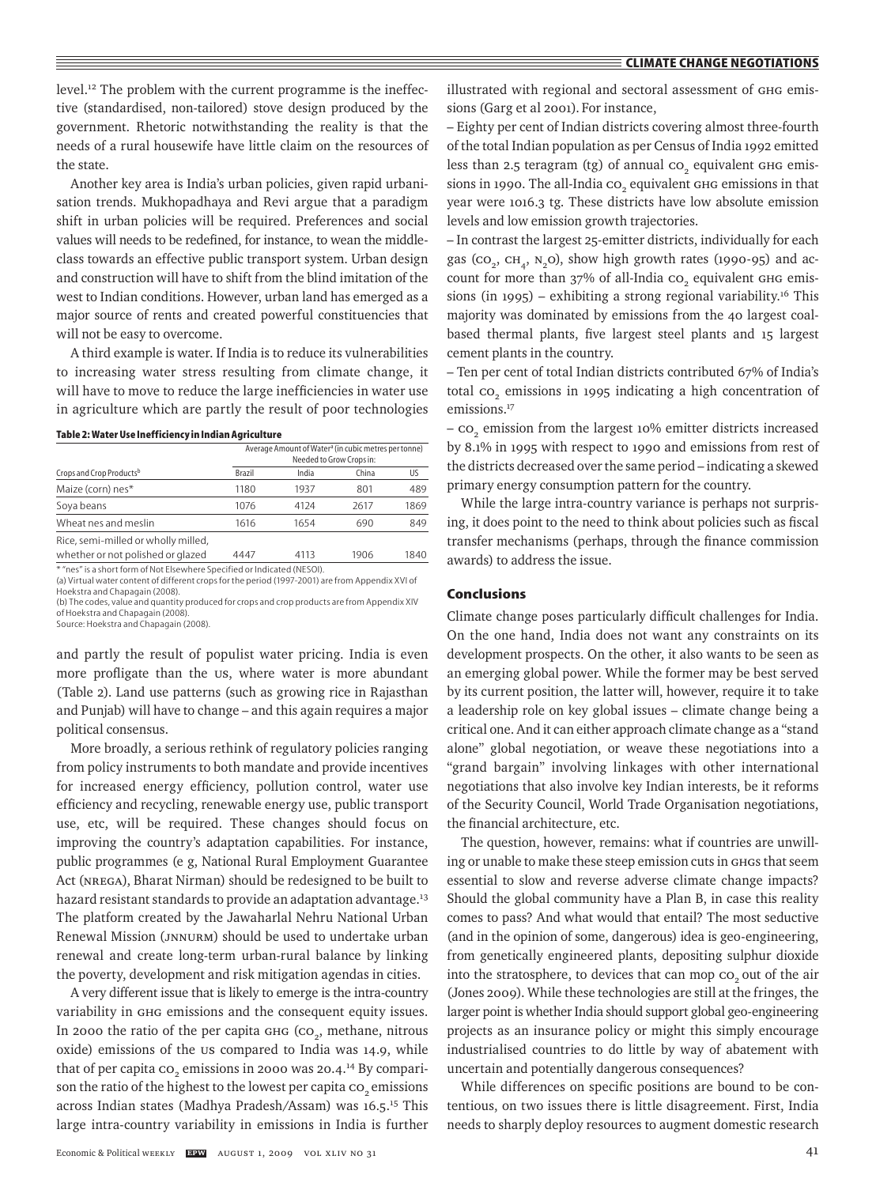level.[12] The problem with the current programme is the ineffective (standardised, non-tailored) stove design produced by the government. Rhetoric notwithstanding the reality is that the needs of a rural housewife have little claim on the resources of the state.

Another key area is India's urban policies, given rapid urbanisation trends. Mukhopadhaya and Revi argue that a paradigm shift in urban policies will be required. Preferences and social values will needs to be redefined, for instance, to wean the middle-class towards an effective public transport system. Urban design and construction will have to shift from the blind imitation of the west to Indian conditions. However, urban land has emerged as a major source of rents and created powerful constituencies that will not be easy to overcome.

A third example is water. If India is to reduce its vulnerabilities to increasing water stress resulting from climate change, it will have to move to reduce the large inefficiencies in water use in agriculture which are partly the result of poor technologies and partly the result of populist water pricing. India is even more profligate than the US, where water is more abundant (Table 2). Land use patterns (such as growing rice in Rajasthan and Punjab) will have to change – and this again requires a major political consensus.

**Table 2: Water Use Inefficiency in Indian Agriculture**

| Crops and Crop Products[b] | Average Amount of Water[a] (in cubic metres per tonne) Needed to Grow Crops in: Brazil | India | China | US |
|---|---|---|---|---|
| Maize (corn) nes* | 1180 | 1937 | 801 | 489 |
| Soya beans | 1076 | 4124 | 2617 | 1869 |
| Wheat nes and meslin | 1616 | 1654 | 690 | 849 |
| Rice, semi-milled or wholly milled, whether or not polished or glazed | 4447 | 4113 | 1906 | 1840 |

\* "nes" is a short form of Not Elsewhere Specified or Indicated (NESOI).
(a) Virtual water content of different crops for the period (1997-2001) are from Appendix XVI of Hoekstra and Chapagain (2008).
(b) The codes, value and quantity produced for crops and crop products are from Appendix XIV of Hoekstra and Chapagain (2008).
Source: Hoekstra and Chapagain (2008).

More broadly, a serious rethink of regulatory policies ranging from policy instruments to both mandate and provide incentives for increased energy efficiency, pollution control, water use efficiency and recycling, renewable energy use, public transport use, etc, will be required. These changes should focus on improving the country's adaptation capabilities. For instance, public programmes (e g, National Rural Employment Guarantee Act (NREGA), Bharat Nirman) should be redesigned to be built to hazard resistant standards to provide an adaptation advantage.[13] The platform created by the Jawaharlal Nehru National Urban Renewal Mission (JNNURM) should be used to undertake urban renewal and create long-term urban-rural balance by linking the poverty, development and risk mitigation agendas in cities.

A very different issue that is likely to emerge is the intra-country variability in GHG emissions and the consequent equity issues. In 2000 the ratio of the per capita GHG ($CO_2$, methane, nitrous oxide) emissions of the US compared to India was 14.9, while that of per capita $CO_2$ emissions in 2000 was 20.4.[14] By comparison the ratio of the highest to the lowest per capita $CO_2$ emissions across Indian states (Madhya Pradesh/Assam) was 16.5.[15] This large intra-country variability in emissions in India is further illustrated with regional and sectoral assessment of GHG emissions (Garg et al 2001). For instance,

– Eighty per cent of Indian districts covering almost three-fourth of the total Indian population as per Census of India 1992 emitted less than 2.5 teragram (tg) of annual $CO_2$ equivalent GHG emissions in 1990. The all-India $CO_2$ equivalent GHG emissions in that year were 1016.3 tg. These districts have low absolute emission levels and low emission growth trajectories.

– In contrast the largest 25-emitter districts, individually for each gas ($CO_2$, $CH_4$, $N_2O$), show high growth rates (1990-95) and account for more than 37% of all-India $CO_2$ equivalent GHG emissions (in 1995) – exhibiting a strong regional variability.[16] This majority was dominated by emissions from the 40 largest coal-based thermal plants, five largest steel plants and 15 largest cement plants in the country.

– Ten per cent of total Indian districts contributed 67% of India's total $CO_2$ emissions in 1995 indicating a high concentration of emissions.[17]

– $CO_2$ emission from the largest 10% emitter districts increased by 8.1% in 1995 with respect to 1990 and emissions from rest of the districts decreased over the same period – indicating a skewed primary energy consumption pattern for the country.

While the large intra-country variance is perhaps not surprising, it does point to the need to think about policies such as fiscal transfer mechanisms (perhaps, through the finance commission awards) to address the issue.

## Conclusions

Climate change poses particularly difficult challenges for India. On the one hand, India does not want any constraints on its development prospects. On the other, it also wants to be seen as an emerging global power. While the former may be best served by its current position, the latter will, however, require it to take a leadership role on key global issues – climate change being a critical one. And it can either approach climate change as a "stand alone" global negotiation, or weave these negotiations into a "grand bargain" involving linkages with other international negotiations that also involve key Indian interests, be it reforms of the Security Council, World Trade Organisation negotiations, the financial architecture, etc.

The question, however, remains: what if countries are unwilling or unable to make these steep emission cuts in GHGs that seem essential to slow and reverse adverse climate change impacts? Should the global community have a Plan B, in case this reality comes to pass? And what would that entail? The most seductive (and in the opinion of some, dangerous) idea is geo-engineering, from genetically engineered plants, depositing sulphur dioxide into the stratosphere, to devices that can mop $CO_2$ out of the air (Jones 2009). While these technologies are still at the fringes, the larger point is whether India should support global geo-engineering projects as an insurance policy or might this simply encourage industrialised countries to do little by way of abatement with uncertain and potentially dangerous consequences?

While differences on specific positions are bound to be contentious, on two issues there is little disagreement. First, India needs to sharply deploy resources to augment domestic research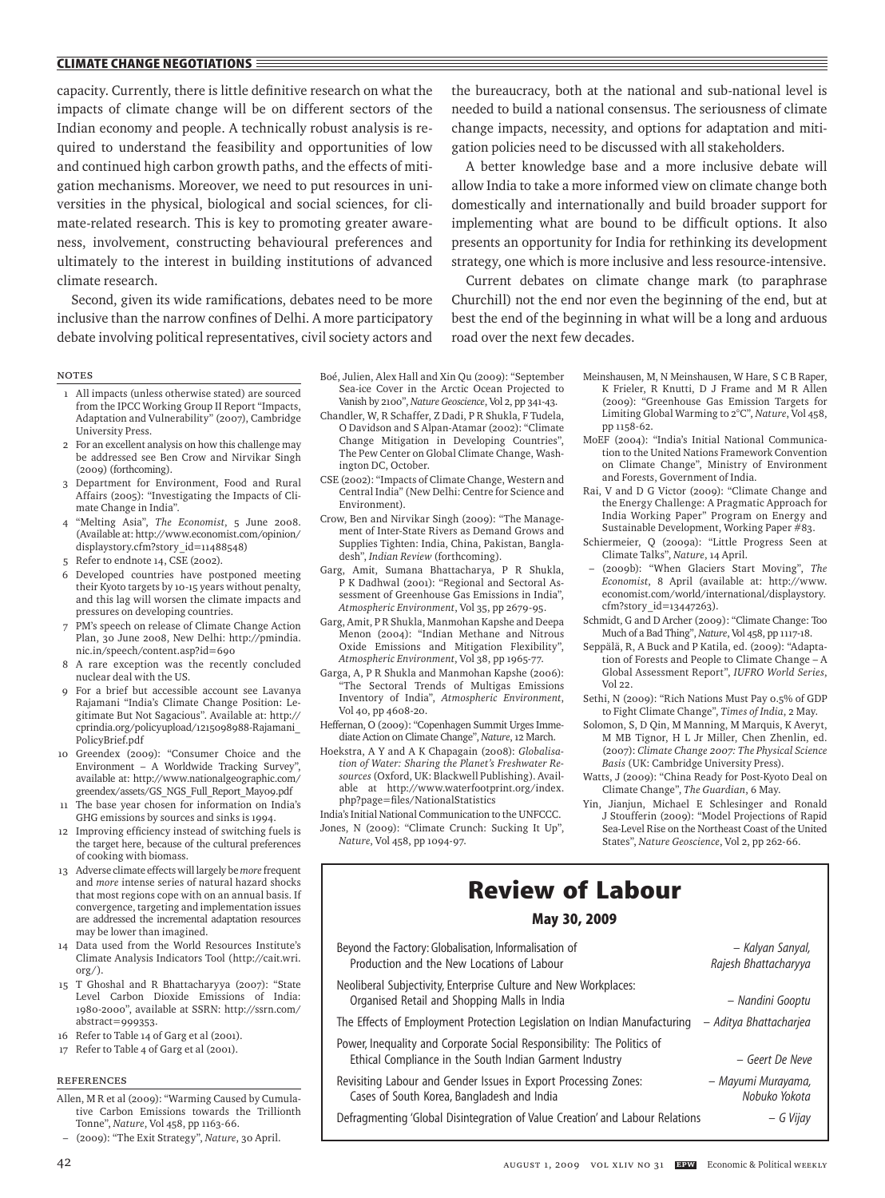capacity. Currently, there is little definitive research on what the impacts of climate change will be on different sectors of the Indian economy and people. A technically robust analysis is required to understand the feasibility and opportunities of low and continued high carbon growth paths, and the effects of mitigation mechanisms. Moreover, we need to put resources in universities in the physical, biological and social sciences, for climate-related research. This is key to promoting greater awareness, involvement, constructing behavioural preferences and ultimately to the interest in building institutions of advanced climate research.

Second, given its wide ramifications, debates need to be more inclusive than the narrow confines of Delhi. A more participatory debate involving political representatives, civil society actors and the bureaucracy, both at the national and sub-national level is needed to build a national consensus. The seriousness of climate change impacts, necessity, and options for adaptation and mitigation policies need to be discussed with all stakeholders.

A better knowledge base and a more inclusive debate will allow India to take a more informed view on climate change both domestically and internationally and build broader support for implementing what are bound to be difficult options. It also presents an opportunity for India for rethinking its development strategy, one which is more inclusive and less resource-intensive.

Current debates on climate change mark (to paraphrase Churchill) not the end nor even the beginning of the end, but at best the end of the beginning in what will be a long and arduous road over the next few decades.

## NOTES

1 All impacts (unless otherwise stated) are sourced from the IPCC Working Group II Report "Impacts, Adaptation and Vulnerability" (2007), Cambridge University Press.

2 For an excellent analysis on how this challenge may be addressed see Ben Crow and Nirvikar Singh (2009) (forthcoming).

3 Department for Environment, Food and Rural Affairs (2005): "Investigating the Impacts of Climate Change in India".

4 "Melting Asia", *The Economist*, 5 June 2008. (Available at: http://www.economist.com/opinion/displaystory.cfm?story_id=11488548)

5 Refer to endnote 14, CSE (2002).

6 Developed countries have postponed meeting their Kyoto targets by 10-15 years without penalty, and this lag will worsen the climate impacts and pressures on developing countries.

7 PM's speech on release of Climate Change Action Plan, 30 June 2008, New Delhi: http://pmindia.nic.in/speech/content.asp?id=690

8 A rare exception was the recently concluded nuclear deal with the US.

9 For a brief but accessible account see Lavanya Rajamani "India's Climate Change Position: Legitimate But Not Sagacious". Available at: http://cprindia.org/policyupload/1215098988-Rajamani_PolicyBrief.pdf

10 Greendex (2009): "Consumer Choice and the Environment – A Worldwide Tracking Survey", available at: http://www.nationalgeographic.com/greendex/assets/GS_NGS_Full_Report_May09.pdf

11 The base year chosen for information on India's GHG emissions by sources and sinks is 1994.

12 Improving efficiency instead of switching fuels is the target here, because of the cultural preferences of cooking with biomass.

13 Adverse climate effects will largely be *more* frequent and *more* intense series of natural hazard shocks that most regions cope with on an annual basis. If convergence, targeting and implementation issues are addressed the incremental adaptation resources may be lower than imagined.

14 Data used from the World Resources Institute's Climate Analysis Indicators Tool (http://cait.wri.org/).

15 T Ghoshal and R Bhattacharyya (2007): "State Level Carbon Dioxide Emissions of India: 1980-2000", available at SSRN: http://ssrn.com/abstract=999353.

16 Refer to Table 14 of Garg et al (2001).

17 Refer to Table 4 of Garg et al (2001).

## REFERENCES

Allen, M R et al (2009): "Warming Caused by Cumulative Carbon Emissions towards the Trillionth Tonne", *Nature*, Vol 458, pp 1163-66.

– (2009): "The Exit Strategy", *Nature*, 30 April.

Boé, Julien, Alex Hall and Xin Qu (2009): "September Sea-ice Cover in the Arctic Ocean Projected to Vanish by 2100", *Nature Geoscience*, Vol 2, pp 341-43.

Chandler, W, R Schaffer, Z Dadi, P R Shukla, F Tudela, O Davidson and S Alpan-Atamar (2002): "Climate Change Mitigation in Developing Countries", The Pew Center on Global Climate Change, Washington DC, October.

CSE (2002): "Impacts of Climate Change, Western and Central India" (New Delhi: Centre for Science and Environment).

Crow, Ben and Nirvikar Singh (2009): "The Management of Inter-State Rivers as Demand Grows and Supplies Tighten: India, China, Pakistan, Bangladesh", *Indian Review* (forthcoming).

Garg, Amit, Sumana Bhattacharya, P R Shukla, P K Dadhwal (2001): "Regional and Sectoral Assessment of Greenhouse Gas Emissions in India", *Atmospheric Environment*, Vol 35, pp 2679-95.

Garg, Amit, P R Shukla, Manmohan Kapshe and Deepa Menon (2004): "Indian Methane and Nitrous Oxide Emissions and Mitigation Flexibility", *Atmospheric Environment*, Vol 38, pp 1965-77.

Garga, A, P R Shukla and Manmohan Kapshe (2006): "The Sectoral Trends of Multigas Emissions Inventory of India", *Atmospheric Environment*, Vol 40, pp 4608-20.

Heffernan, O (2009): "Copenhagen Summit Urges Immediate Action on Climate Change", *Nature*, 12 March.

Hoekstra, A Y and A K Chapagain (2008): *Globalisation of Water: Sharing the Planet's Freshwater Resources* (Oxford, UK: Blackwell Publishing). Available at http://www.waterfootprint.org/index.php?page=files/NationalStatistics

India's Initial National Communication to the UNFCCC.

Jones, N (2009): "Climate Crunch: Sucking It Up", *Nature*, Vol 458, pp 1094-97.

Meinshausen, M, N Meinshausen, W Hare, S C B Raper, K Frieler, R Knutti, D J Frame and M R Allen (2009): "Greenhouse Gas Emission Targets for Limiting Global Warming to 2°C", *Nature*, Vol 458, pp 1158-62.

MoEF (2004): "India's Initial National Communication to the United Nations Framework Convention on Climate Change", Ministry of Environment and Forests, Government of India.

Rai, V and D G Victor (2009): "Climate Change and the Energy Challenge: A Pragmatic Approach for India Working Paper" Program on Energy and Sustainable Development, Working Paper #83.

Schiermeier, Q (2009a): "Little Progress Seen at Climate Talks", *Nature*, 14 April.

– (2009b): "When Glaciers Start Moving", *The Economist*, 8 April (available at: http://www.economist.com/world/international/displaystory.cfm?story_id=13447263).

Schmidt, G and D Archer (2009): "Climate Change: Too Much of a Bad Thing", *Nature*, Vol 458, pp 1117-18.

Seppälä, R, A Buck and P Katila, ed. (2009): "Adaptation of Forests and People to Climate Change – A Global Assessment Report", *IUFRO World Series*, Vol 22.

Sethi, N (2009): "Rich Nations Must Pay 0.5% of GDP to Fight Climate Change", *Times of India*, 2 May.

Solomon, S, D Qin, M Manning, M Marquis, K Averyt, M MB Tignor, H L Jr Miller, Chen Zhenlin, ed. (2007): *Climate Change 2007: The Physical Science Basis* (UK: Cambridge University Press).

Watts, J (2009): "China Ready for Post-Kyoto Deal on Climate Change", *The Guardian*, 6 May.

Yin, Jianjun, Michael E Schlesinger and Ronald J Stoufferin (2009): "Model Projections of Rapid Sea-Level Rise on the Northeast Coast of the United States", *Nature Geoscience*, Vol 2, pp 262-66.

# Review of Labour

### May 30, 2009

| | |
|---|---|
| Beyond the Factory: Globalisation, Informalisation of Production and the New Locations of Labour | – Kalyan Sanyal, Rajesh Bhattacharyya |
| Neoliberal Subjectivity, Enterprise Culture and New Workplaces: Organised Retail and Shopping Malls in India | – Nandini Gooptu |
| The Effects of Employment Protection Legislation on Indian Manufacturing | – Aditya Bhattacharjea |
| Power, Inequality and Corporate Social Responsibility: The Politics of Ethical Compliance in the South Indian Garment Industry | – Geert De Neve |
| Revisiting Labour and Gender Issues in Export Processing Zones: Cases of South Korea, Bangladesh and India | – Mayumi Murayama, Nobuko Yokota |
| Defragmenting 'Global Disintegration of Value Creation' and Labour Relations | – G Vijay |